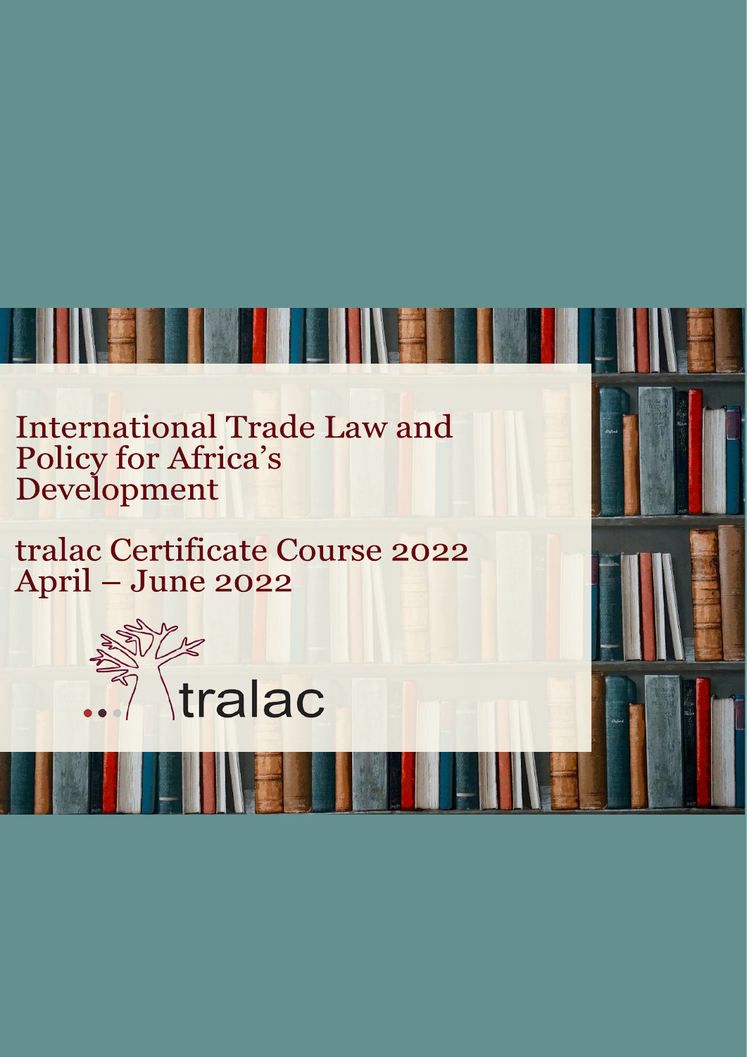# International Trade Law and Policy for Africa's Development

## tralac Certificate Course 2022
## April – June 2022

tralac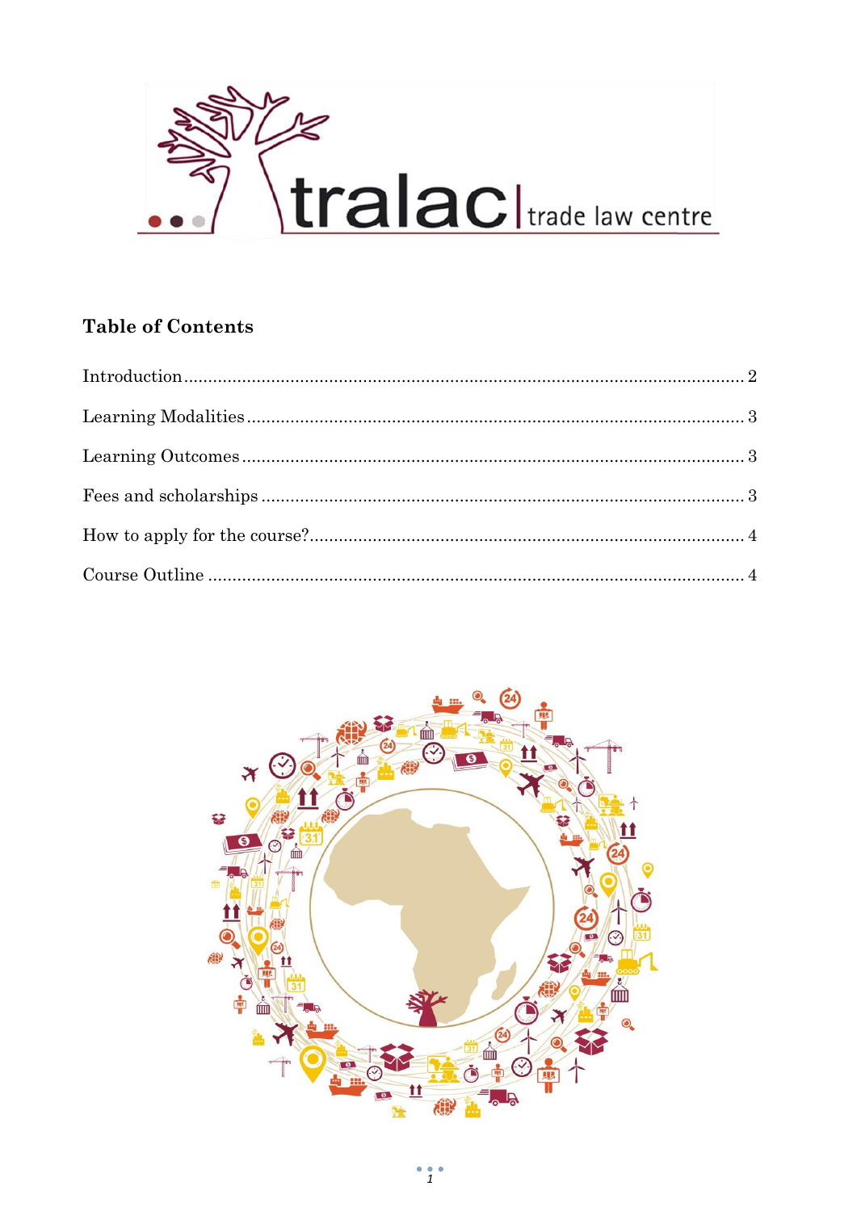## Table of Contents

Introduction ........................................................................................................ 2

Learning Modalities ............................................................................................. 3

Learning Outcomes .............................................................................................. 3

Fees and scholarships .......................................................................................... 3

How to apply for the course? ................................................................................ 4

Course Outline ..................................................................................................... 4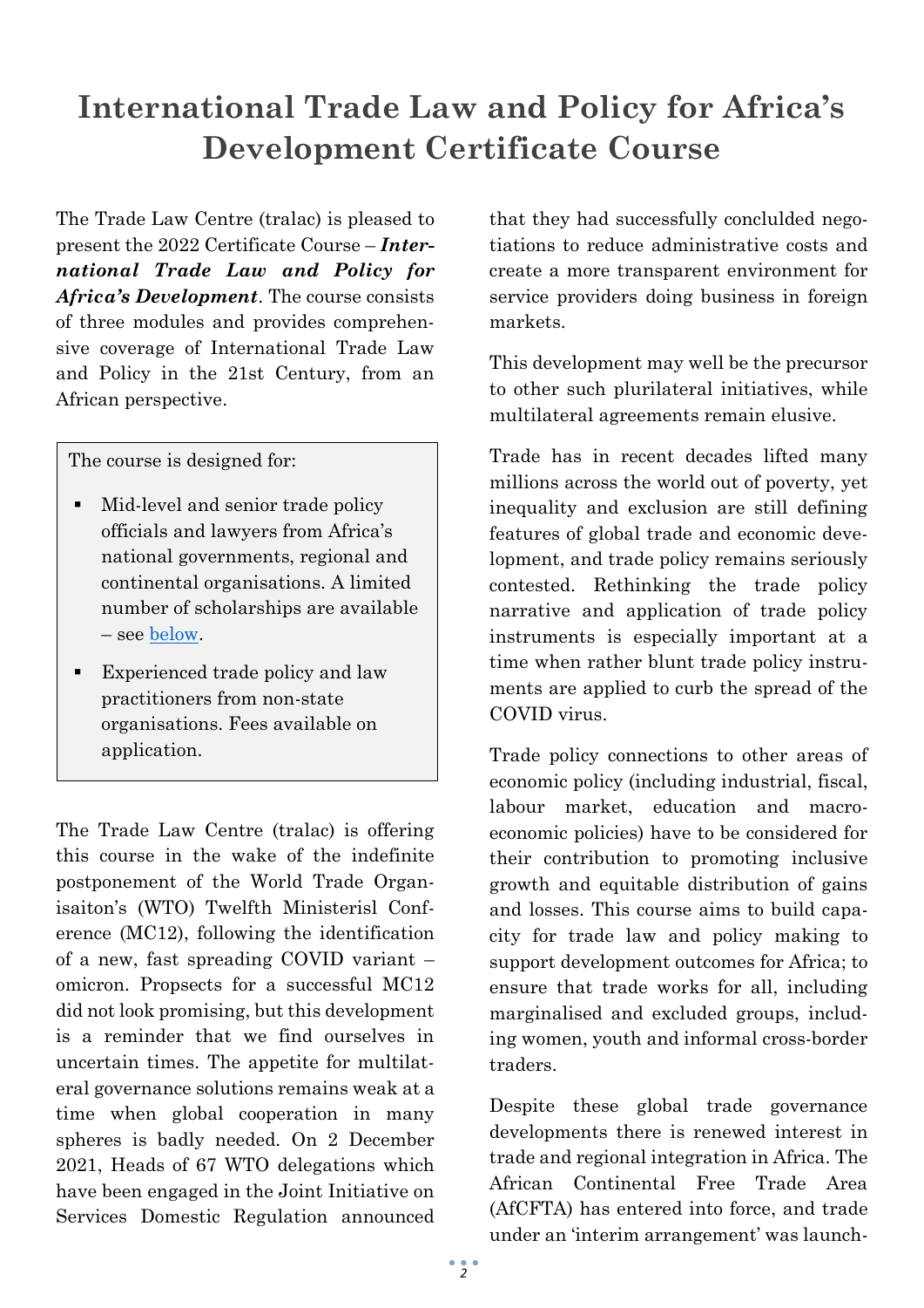# International Trade Law and Policy for Africa's Development Certificate Course

The Trade Law Centre (tralac) is pleased to present the 2022 Certificate Course – ***International Trade Law and Policy for Africa's Development***. The course consists of three modules and provides comprehensive coverage of International Trade Law and Policy in the 21st Century, from an African perspective.

The course is designed for:

- Mid-level and senior trade policy officials and lawyers from Africa's national governments, regional and continental organisations. A limited number of scholarships are available – see below.
- Experienced trade policy and law practitioners from non-state organisations. Fees available on application.

The Trade Law Centre (tralac) is offering this course in the wake of the indefinite postponement of the World Trade Organisaiton's (WTO) Twelfth Ministerisl Conference (MC12), following the identification of a new, fast spreading COVID variant – omicron. Propsects for a successful MC12 did not look promising, but this development is a reminder that we find ourselves in uncertain times. The appetite for multilateral governance solutions remains weak at a time when global cooperation in many spheres is badly needed. On 2 December 2021, Heads of 67 WTO delegations which have been engaged in the Joint Initiative on Services Domestic Regulation announced that they had successfully concluded negotiations to reduce administrative costs and create a more transparent environment for service providers doing business in foreign markets.

This development may well be the precursor to other such plurilateral initiatives, while multilateral agreements remain elusive.

Trade has in recent decades lifted many millions across the world out of poverty, yet inequality and exclusion are still defining features of global trade and economic development, and trade policy remains seriously contested. Rethinking the trade policy narrative and application of trade policy instruments is especially important at a time when rather blunt trade policy instruments are applied to curb the spread of the COVID virus.

Trade policy connections to other areas of economic policy (including industrial, fiscal, labour market, education and macroeconomic policies) have to be considered for their contribution to promoting inclusive growth and equitable distribution of gains and losses. This course aims to build capacity for trade law and policy making to support development outcomes for Africa; to ensure that trade works for all, including marginalised and excluded groups, including women, youth and informal cross-border traders.

Despite these global trade governance developments there is renewed interest in trade and regional integration in Africa. The African Continental Free Trade Area (AfCFTA) has entered into force, and trade under an 'interim arrangement' was launch-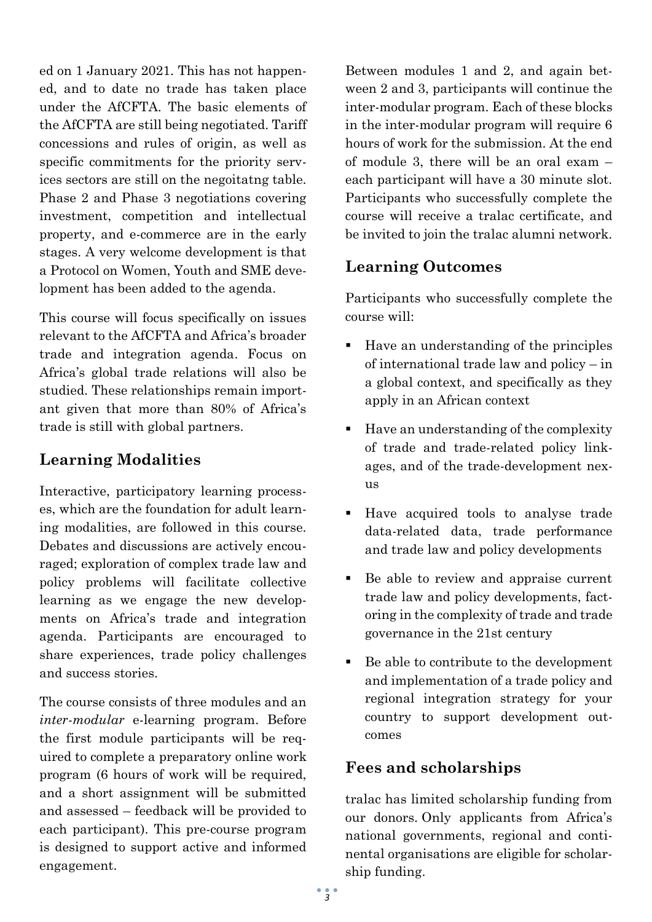ed on 1 January 2021. This has not happened, and to date no trade has taken place under the AfCFTA. The basic elements of the AfCFTA are still being negotiated. Tariff concessions and rules of origin, as well as specific commitments for the priority services sectors are still on the negoitatng table. Phase 2 and Phase 3 negotiations covering investment, competition and intellectual property, and e-commerce are in the early stages. A very welcome development is that a Protocol on Women, Youth and SME development has been added to the agenda.

This course will focus specifically on issues relevant to the AfCFTA and Africa's broader trade and integration agenda. Focus on Africa's global trade relations will also be studied. These relationships remain important given that more than 80% of Africa's trade is still with global partners.

## Learning Modalities

Interactive, participatory learning processes, which are the foundation for adult learning modalities, are followed in this course. Debates and discussions are actively encouraged; exploration of complex trade law and policy problems will facilitate collective learning as we engage the new developments on Africa's trade and integration agenda. Participants are encouraged to share experiences, trade policy challenges and success stories.

The course consists of three modules and an *inter-modular* e-learning program. Before the first module participants will be required to complete a preparatory online work program (6 hours of work will be required, and a short assignment will be submitted and assessed – feedback will be provided to each participant). This pre-course program is designed to support active and informed engagement.

Between modules 1 and 2, and again between 2 and 3, participants will continue the inter-modular program. Each of these blocks in the inter-modular program will require 6 hours of work for the submission. At the end of module 3, there will be an oral exam – each participant will have a 30 minute slot. Participants who successfully complete the course will receive a tralac certificate, and be invited to join the tralac alumni network.

## Learning Outcomes

Participants who successfully complete the course will:

- Have an understanding of the principles of international trade law and policy – in a global context, and specifically as they apply in an African context
- Have an understanding of the complexity of trade and trade-related policy linkages, and of the trade-development nexus
- Have acquired tools to analyse trade data-related data, trade performance and trade law and policy developments
- Be able to review and appraise current trade law and policy developments, factoring in the complexity of trade and trade governance in the 21st century
- Be able to contribute to the development and implementation of a trade policy and regional integration strategy for your country to support development outcomes

## Fees and scholarships

tralac has limited scholarship funding from our donors. Only applicants from Africa's national governments, regional and continental organisations are eligible for scholarship funding.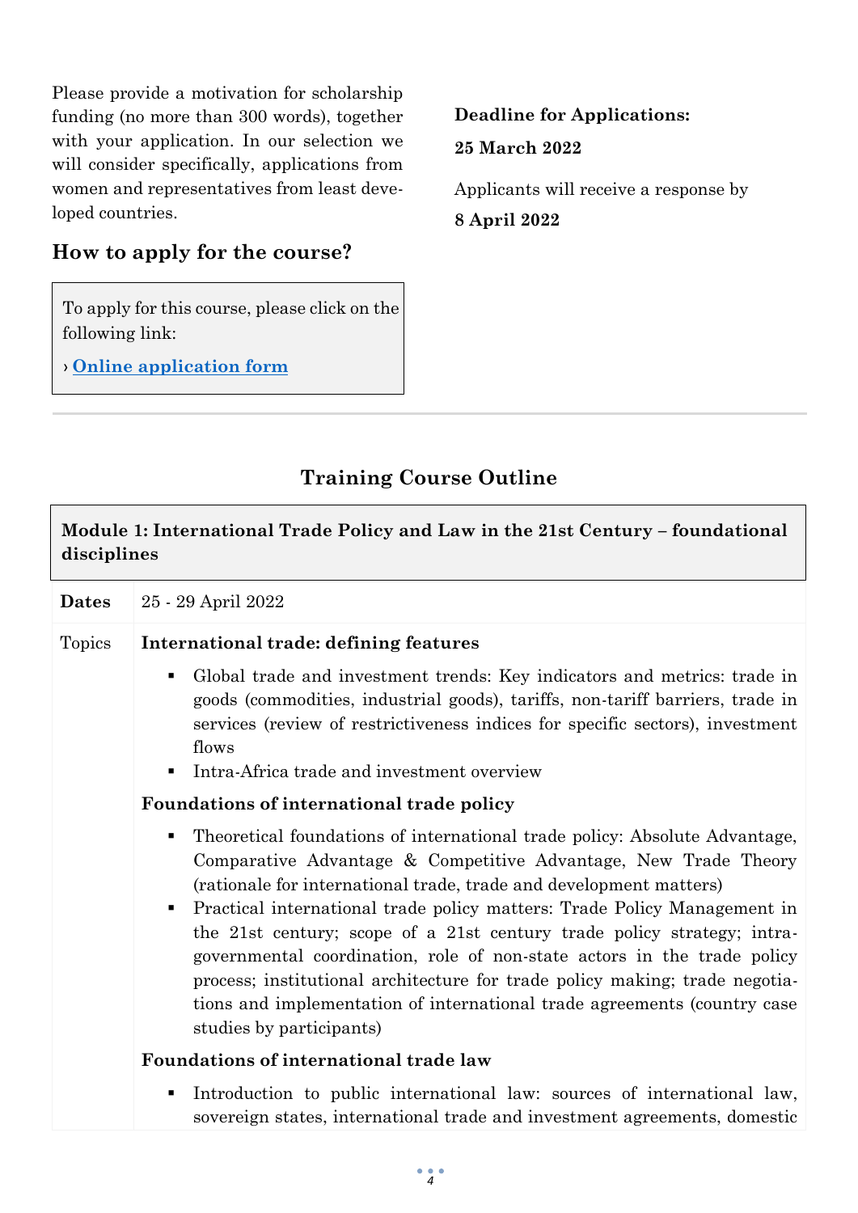Please provide a motivation for scholarship funding (no more than 300 words), together with your application. In our selection we will consider specifically, applications from women and representatives from least developed countries.

## How to apply for the course?

To apply for this course, please click on the following link:

› **Online application form**

**Deadline for Applications:**

**25 March 2022**

Applicants will receive a response by

**8 April 2022**

---

## Training Course Outline

**Module 1: International Trade Policy and Law in the 21st Century – foundational disciplines**

| **Dates** | 25 - 29 April 2022 |
|---|---|
| Topics | **International trade: defining features**<br>▪ Global trade and investment trends: Key indicators and metrics: trade in goods (commodities, industrial goods), tariffs, non-tariff barriers, trade in services (review of restrictiveness indices for specific sectors), investment flows<br>▪ Intra-Africa trade and investment overview<br>**Foundations of international trade policy**<br>▪ Theoretical foundations of international trade policy: Absolute Advantage, Comparative Advantage & Competitive Advantage, New Trade Theory (rationale for international trade, trade and development matters)<br>▪ Practical international trade policy matters: Trade Policy Management in the 21st century; scope of a 21st century trade policy strategy; intra-governmental coordination, role of non-state actors in the trade policy process; institutional architecture for trade policy making; trade negotiations and implementation of international trade agreements (country case studies by participants)<br>**Foundations of international trade law**<br>▪ Introduction to public international law: sources of international law, sovereign states, international trade and investment agreements, domestic |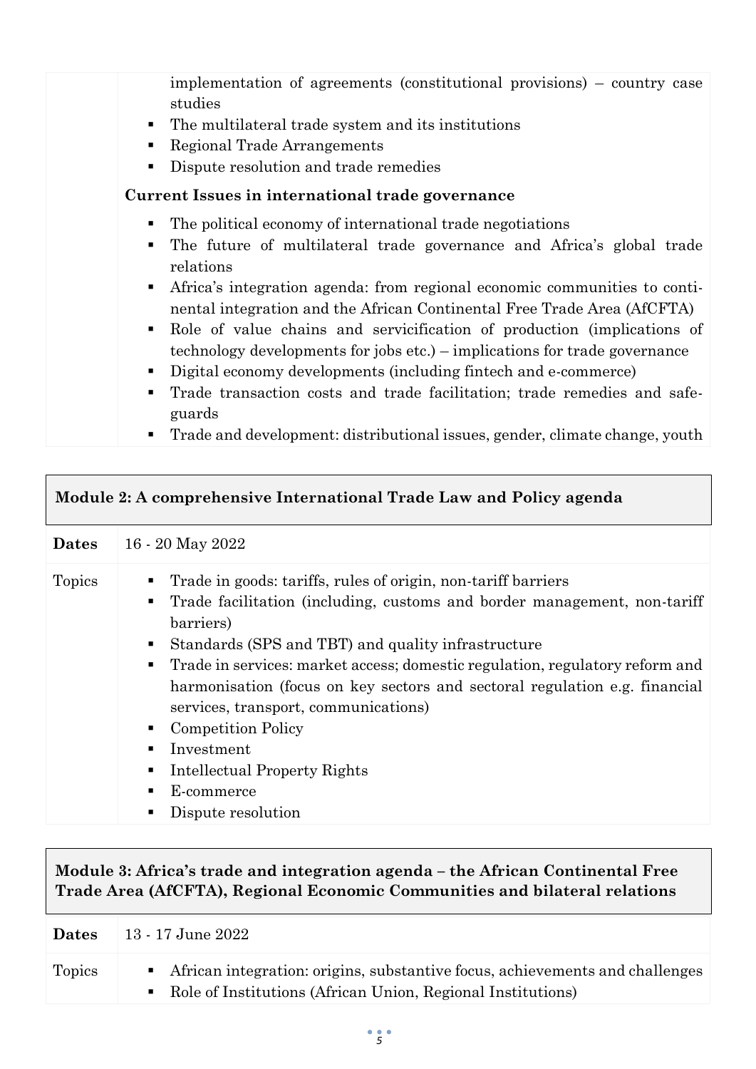| | |
|---|---|
| | implementation of agreements (constitutional provisions) – country case studies<br>▪ The multilateral trade system and its institutions<br>▪ Regional Trade Arrangements<br>▪ Dispute resolution and trade remedies<br><br>**Current Issues in international trade governance**<br><br>▪ The political economy of international trade negotiations<br>▪ The future of multilateral trade governance and Africa's global trade relations<br>▪ Africa's integration agenda: from regional economic communities to continental integration and the African Continental Free Trade Area (AfCFTA)<br>▪ Role of value chains and servicification of production (implications of technology developments for jobs etc.) – implications for trade governance<br>▪ Digital economy developments (including fintech and e-commerce)<br>▪ Trade transaction costs and trade facilitation; trade remedies and safeguards<br>▪ Trade and development: distributional issues, gender, climate change, youth |

**Module 2: A comprehensive International Trade Law and Policy agenda**

| | |
|---|---|
| **Dates** | 16 - 20 May 2022 |
| Topics | ▪ Trade in goods: tariffs, rules of origin, non-tariff barriers<br>▪ Trade facilitation (including, customs and border management, non-tariff barriers)<br>▪ Standards (SPS and TBT) and quality infrastructure<br>▪ Trade in services: market access; domestic regulation, regulatory reform and harmonisation (focus on key sectors and sectoral regulation e.g. financial services, transport, communications)<br>▪ Competition Policy<br>▪ Investment<br>▪ Intellectual Property Rights<br>▪ E-commerce<br>▪ Dispute resolution |

**Module 3: Africa's trade and integration agenda – the African Continental Free Trade Area (AfCFTA), Regional Economic Communities and bilateral relations**

| | |
|---|---|
| **Dates** | 13 - 17 June 2022 |
| Topics | ▪ African integration: origins, substantive focus, achievements and challenges<br>▪ Role of Institutions (African Union, Regional Institutions) |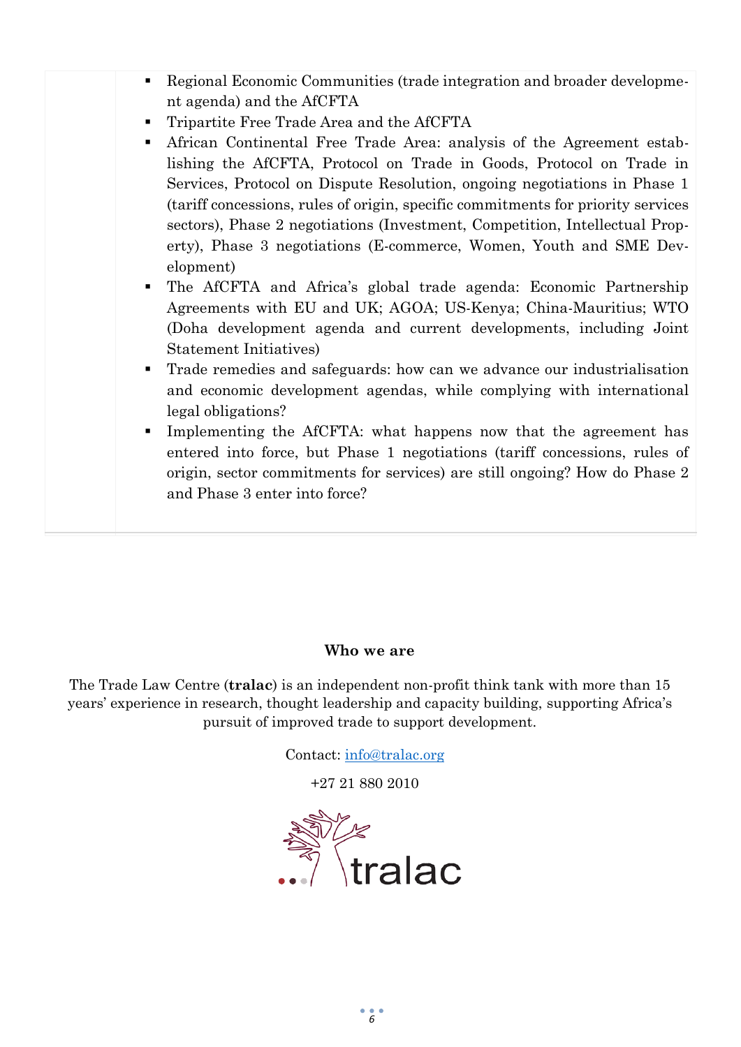- Regional Economic Communities (trade integration and broader development agenda) and the AfCFTA
- Tripartite Free Trade Area and the AfCFTA
- African Continental Free Trade Area: analysis of the Agreement establishing the AfCFTA, Protocol on Trade in Goods, Protocol on Trade in Services, Protocol on Dispute Resolution, ongoing negotiations in Phase 1 (tariff concessions, rules of origin, specific commitments for priority services sectors), Phase 2 negotiations (Investment, Competition, Intellectual Property), Phase 3 negotiations (E-commerce, Women, Youth and SME Development)
- The AfCFTA and Africa's global trade agenda: Economic Partnership Agreements with EU and UK; AGOA; US-Kenya; China-Mauritius; WTO (Doha development agenda and current developments, including Joint Statement Initiatives)
- Trade remedies and safeguards: how can we advance our industrialisation and economic development agendas, while complying with international legal obligations?
- Implementing the AfCFTA: what happens now that the agreement has entered into force, but Phase 1 negotiations (tariff concessions, rules of origin, sector commitments for services) are still ongoing? How do Phase 2 and Phase 3 enter into force?

**Who we are**

The Trade Law Centre (**tralac**) is an independent non-profit think tank with more than 15 years' experience in research, thought leadership and capacity building, supporting Africa's pursuit of improved trade to support development.

Contact: info@tralac.org

+27 21 880 2010

tralac